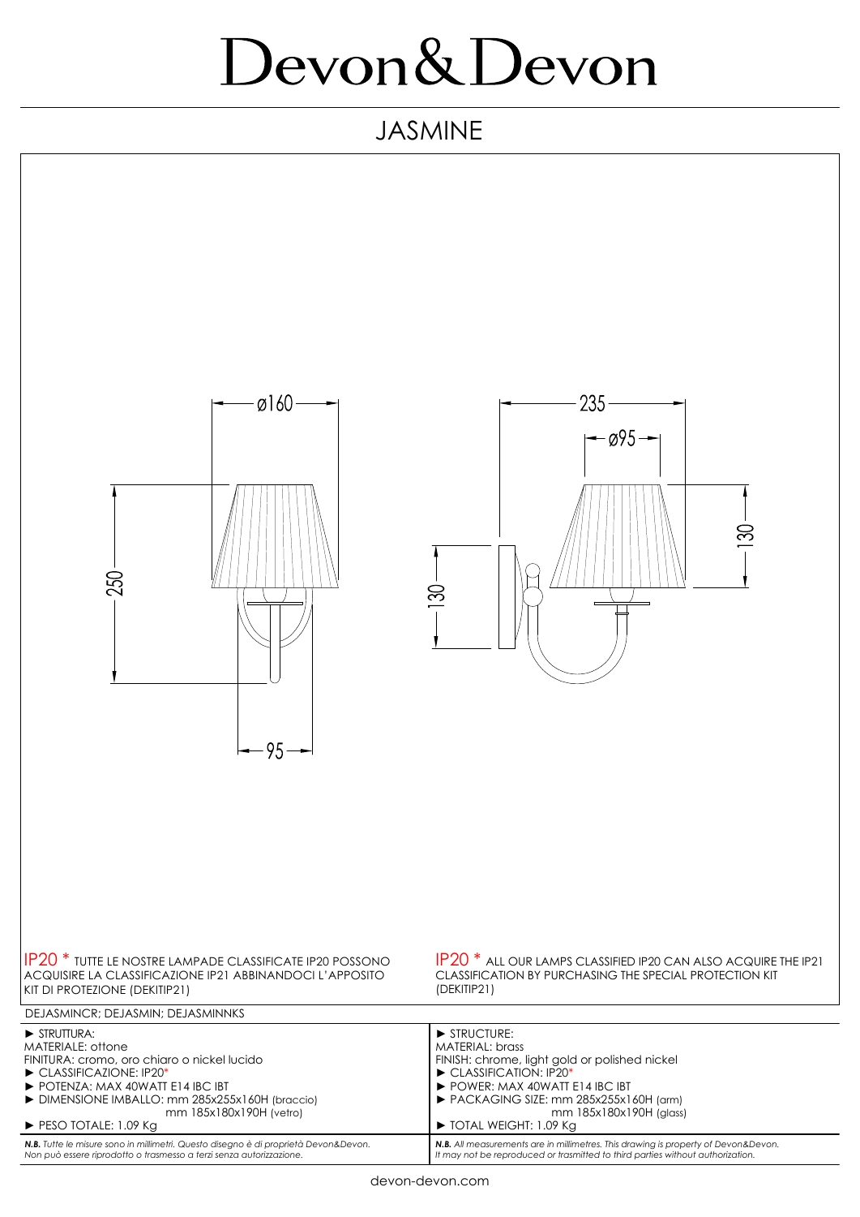# Devon&Devon

## JASMINE

ø160

250

95

235

ø95

130

130

IP20 * TUTTE LE NOSTRE LAMPADE CLASSIFICATE IP20 POSSONO ACQUISIRE LA CLASSIFICAZIONE IP21 ABBINANDOCI L'APPOSITO KIT DI PROTEZIONE (DEKITIP21)

IP20 * ALL OUR LAMPS CLASSIFIED IP20 CAN ALSO ACQUIRE THE IP21 CLASSIFICATION BY PURCHASING THE SPECIAL PROTECTION KIT (DEKITIP21)

DEJASMINCR; DEJASMIN; DEJASMINNKS

► STRUTTURA:
MATERIALE: ottone
FINITURA: cromo, oro chiaro o nickel lucido
► CLASSIFICAZIONE: IP20*
► POTENZA: MAX 40WATT E14 IBC IBT
► DIMENSIONE IMBALLO: mm 285x255x160H (braccio)
mm 185x180x190H (vetro)
► PESO TOTALE: 1.09 Kg

► STRUCTURE:
MATERIAL: brass
FINISH: chrome, light gold or polished nickel
► CLASSIFICATION: IP20*
► POWER: MAX 40WATT E14 IBC IBT
► PACKAGING SIZE: mm 285x255x160H (arm)
mm 185x180x190H (glass)
► TOTAL WEIGHT: 1.09 Kg

***N.B.*** *Tutte le misure sono in millimetri. Questo disegno è di proprietà Devon&Devon. Non può essere riprodotto o trasmesso a terzi senza autorizzazione.*

***N.B.*** *All measurements are in millimetres. This drawing is property of Devon&Devon. It may not be reproduced or trasmitted to third parties without authorization.*

devon-devon.com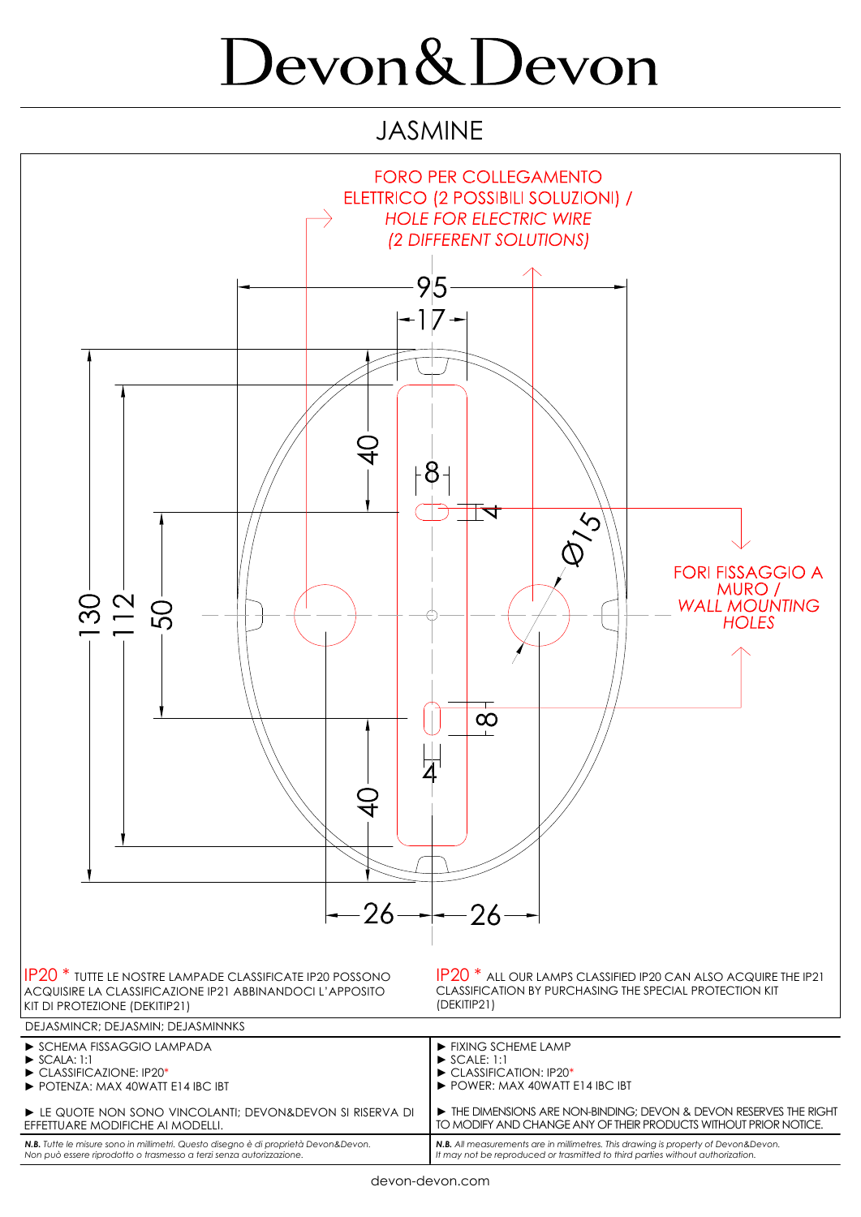# Devon&Devon

## JASMINE

FORO PER COLLEGAMENTO ELETTRICO (2 POSSIBILI SOLUZIONI) /
*HOLE FOR ELECTRIC WIRE (2 DIFFERENT SOLUTIONS)*

FORI FISSAGGIO A MURO /
*WALL MOUNTING HOLES*

95
17
40
8
4
Ø15
130
112
50
8
4
40
26
26

IP20 * TUTTE LE NOSTRE LAMPADE CLASSIFICATE IP20 POSSONO ACQUISIRE LA CLASSIFICAZIONE IP21 ABBINANDOCI L'APPOSITO KIT DI PROTEZIONE (DEKITIP21)

IP20 * ALL OUR LAMPS CLASSIFIED IP20 CAN ALSO ACQUIRE THE IP21 CLASSIFICATION BY PURCHASING THE SPECIAL PROTECTION KIT (DEKITIP21)

DEJASMINCR; DEJASMIN; DEJASMINNKS

| | |
|---|---|
| ► SCHEMA FISSAGGIO LAMPADA<br>► SCALA: 1:1<br>► CLASSIFICAZIONE: IP20*<br>► POTENZA: MAX 40WATT E14 IBC IBT | ► FIXING SCHEME LAMP<br>► SCALE: 1:1<br>► CLASSIFICATION: IP20*<br>► POWER: MAX 40WATT E14 IBC IBT |
| ► LE QUOTE NON SONO VINCOLANTI; DEVON&DEVON SI RISERVA DI EFFETTUARE MODIFICHE AI MODELLI. | ► THE DIMENSIONS ARE NON-BINDING; DEVON & DEVON RESERVES THE RIGHT TO MODIFY AND CHANGE ANY OF THEIR PRODUCTS WITHOUT PRIOR NOTICE. |
| ***N.B.*** *Tutte le misure sono in millimetri. Questo disegno è di proprietà Devon&Devon. Non può essere riprodotto o trasmesso a terzi senza autorizzazione.* | ***N.B.*** *All measurements are in millimetres. This drawing is property of Devon&Devon. It may not be reproduced or trasmitted to third parties without authorization.* |

devon-devon.com